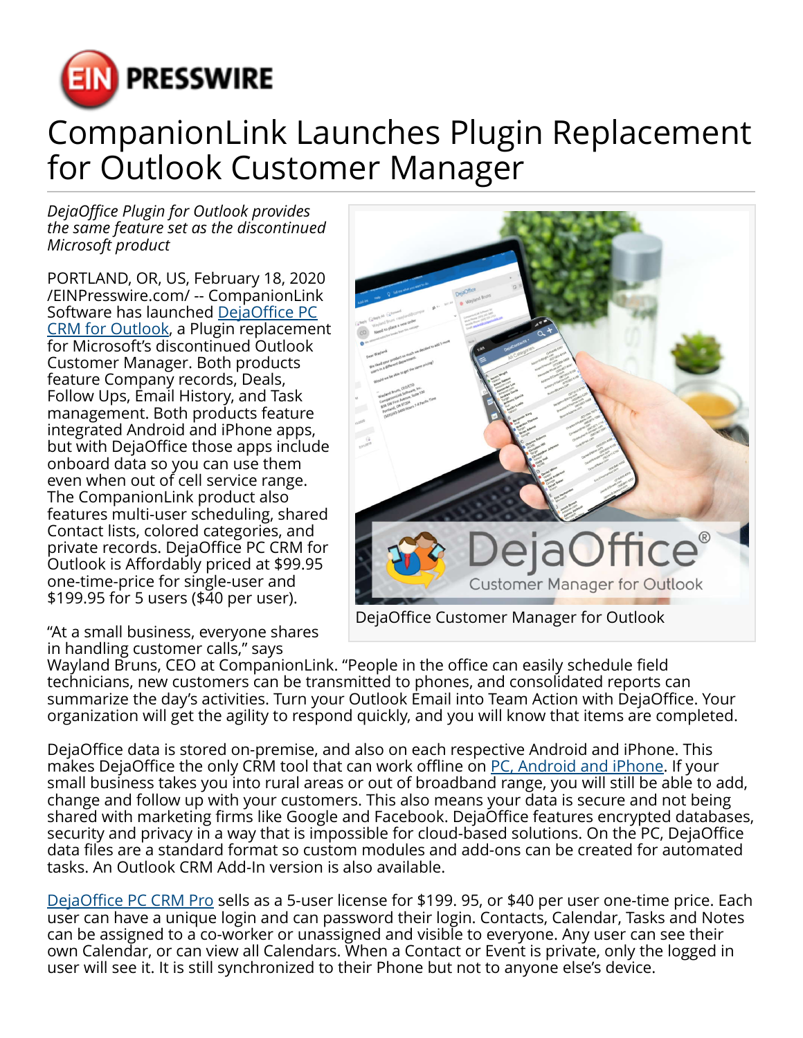# CompanionLink Launches Plugin Replacement for Outlook Customer Manager

*DejaOffice Plugin for Outlook provides the same feature set as the discontinued Microsoft product*

PORTLAND, OR, US, February 18, 2020 /EINPresswire.com/ -- CompanionLink Software has launched DejaOffice PC CRM for Outlook, a Plugin replacement for Microsoft's discontinued Outlook Customer Manager. Both products feature Company records, Deals, Follow Ups, Email History, and Task management. Both products feature integrated Android and iPhone apps, but with DejaOffice those apps include onboard data so you can use them even when out of cell service range. The CompanionLink product also features multi-user scheduling, shared Contact lists, colored categories, and private records. DejaOffice PC CRM for Outlook is Affordably priced at $99.95 one-time-price for single-user and $199.95 for 5 users ($40 per user).

DejaOffice Customer Manager for Outlook

"At a small business, everyone shares in handling customer calls," says Wayland Bruns, CEO at CompanionLink. "People in the office can easily schedule field technicians, new customers can be transmitted to phones, and consolidated reports can summarize the day's activities. Turn your Outlook Email into Team Action with DejaOffice. Your organization will get the agility to respond quickly, and you will know that items are completed.

DejaOffice data is stored on-premise, and also on each respective Android and iPhone. This makes DejaOffice the only CRM tool that can work offline on PC, Android and iPhone. If your small business takes you into rural areas or out of broadband range, you will still be able to add, change and follow up with your customers. This also means your data is secure and not being shared with marketing firms like Google and Facebook. DejaOffice features encrypted databases, security and privacy in a way that is impossible for cloud-based solutions. On the PC, DejaOffice data files are a standard format so custom modules and add-ons can be created for automated tasks. An Outlook CRM Add-In version is also available.

DejaOffice PC CRM Pro sells as a 5-user license for $199. 95, or $40 per user one-time price. Each user can have a unique login and can password their login. Contacts, Calendar, Tasks and Notes can be assigned to a co-worker or unassigned and visible to everyone. Any user can see their own Calendar, or can view all Calendars. When a Contact or Event is private, only the logged in user will see it. It is still synchronized to their Phone but not to anyone else's device.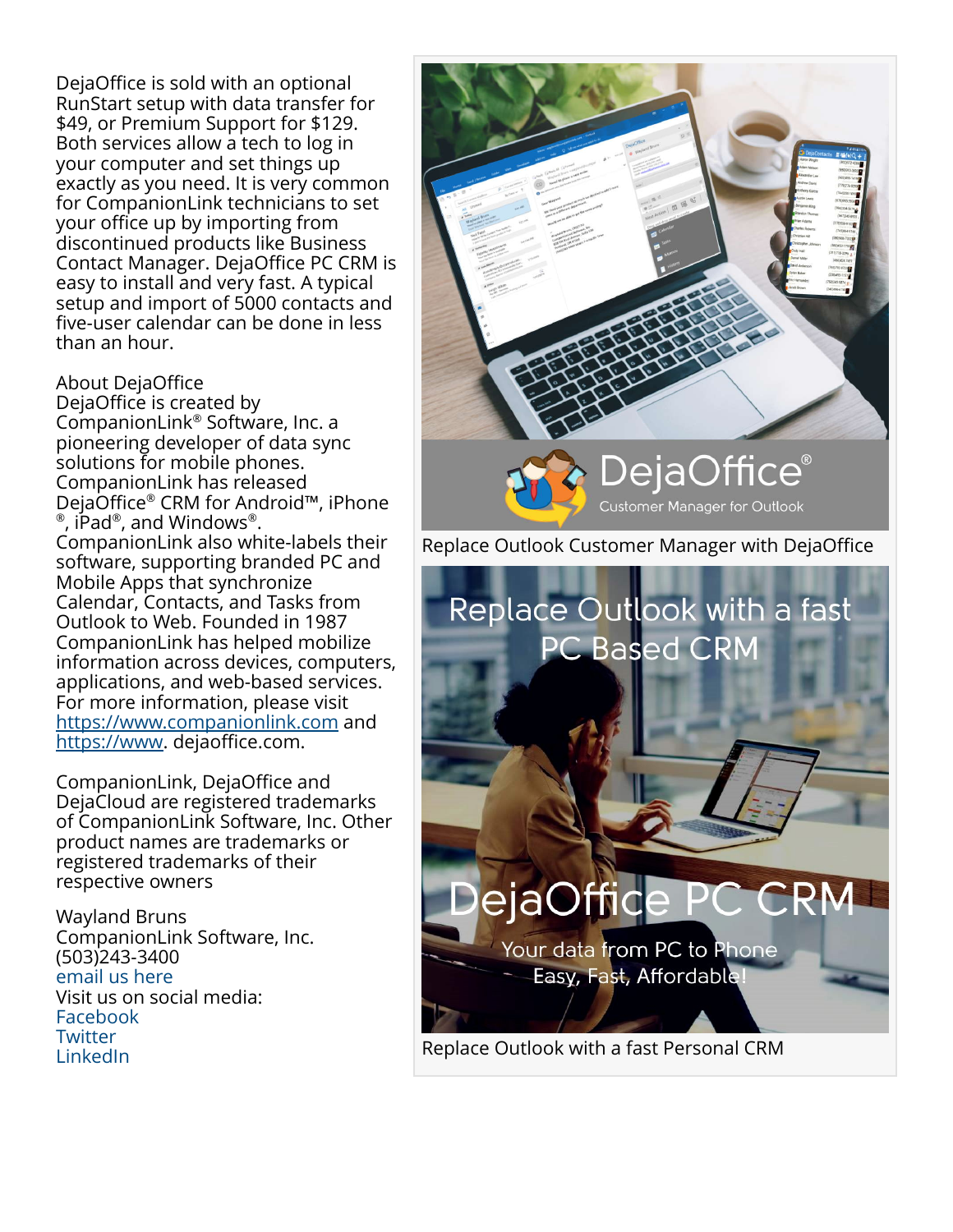DejaOffice is sold with an optional RunStart setup with data transfer for $49, or Premium Support for $129. Both services allow a tech to log in your computer and set things up exactly as you need. It is very common for CompanionLink technicians to set your office up by importing from discontinued products like Business Contact Manager. DejaOffice PC CRM is easy to install and very fast. A typical setup and import of 5000 contacts and five-user calendar can be done in less than an hour.

About DejaOffice
DejaOffice is created by CompanionLink® Software, Inc. a pioneering developer of data sync solutions for mobile phones. CompanionLink has released DejaOffice® CRM for Android™, iPhone ®, iPad®, and Windows®. CompanionLink also white-labels their software, supporting branded PC and Mobile Apps that synchronize Calendar, Contacts, and Tasks from Outlook to Web. Founded in 1987 CompanionLink has helped mobilize information across devices, computers, applications, and web-based services. For more information, please visit https://www.companionlink.com and https://www. dejaoffice.com.

CompanionLink, DejaOffice and DejaCloud are registered trademarks of CompanionLink Software, Inc. Other product names are trademarks or registered trademarks of their respective owners

Wayland Bruns
CompanionLink Software, Inc.
(503)243-3400
email us here
Visit us on social media:
Facebook
Twitter
LinkedIn

Replace Outlook Customer Manager with DejaOffice

Replace Outlook with a fast Personal CRM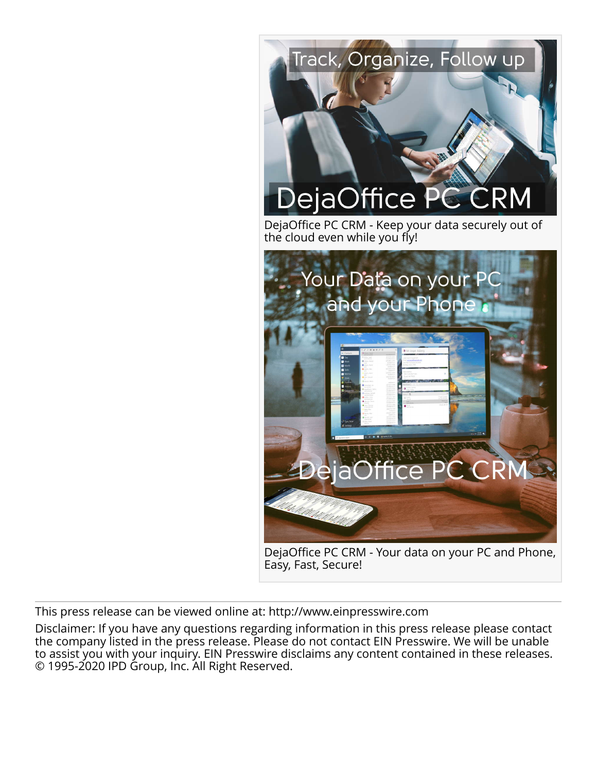DejaOffice PC CRM - Keep your data securely out of the cloud even while you fly!

DejaOffice PC CRM - Your data on your PC and Phone, Easy, Fast, Secure!

---

This press release can be viewed online at: http://www.einpresswire.com

Disclaimer: If you have any questions regarding information in this press release please contact the company listed in the press release. Please do not contact EIN Presswire. We will be unable to assist you with your inquiry. EIN Presswire disclaims any content contained in these releases. © 1995-2020 IPD Group, Inc. All Right Reserved.